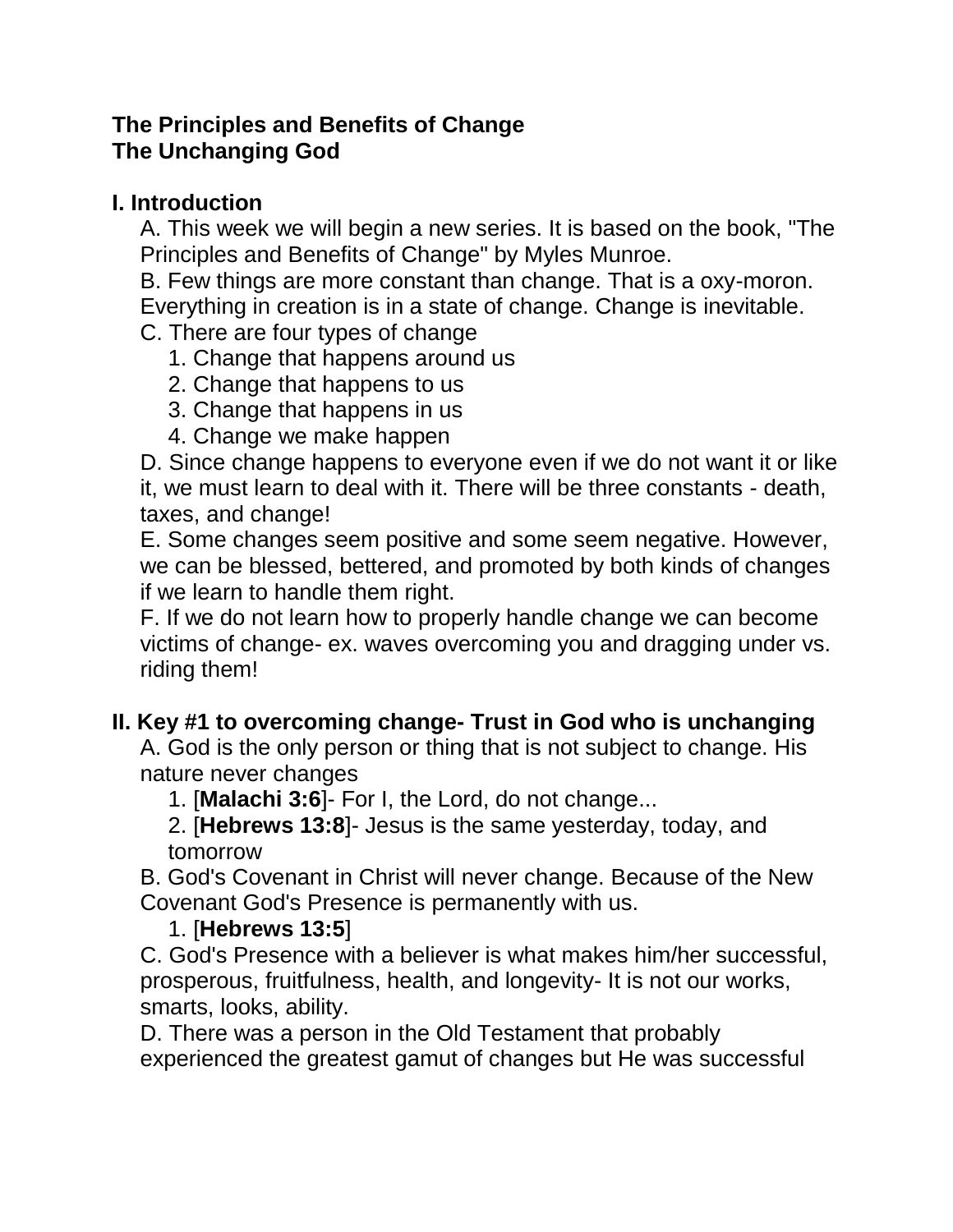**The Principles and Benefits of Change**
**The Unchanging God**

## I. Introduction

A. This week we will begin a new series. It is based on the book, "The Principles and Benefits of Change" by Myles Munroe.

B. Few things are more constant than change. That is a oxy-moron. Everything in creation is in a state of change. Change is inevitable.

C. There are four types of change

1. Change that happens around us
2. Change that happens to us
3. Change that happens in us
4. Change we make happen

D. Since change happens to everyone even if we do not want it or like it, we must learn to deal with it. There will be three constants - death, taxes, and change!

E. Some changes seem positive and some seem negative. However, we can be blessed, bettered, and promoted by both kinds of changes if we learn to handle them right.

F. If we do not learn how to properly handle change we can become victims of change- ex. waves overcoming you and dragging under vs. riding them!

## II. Key #1 to overcoming change- Trust in God who is unchanging

A. God is the only person or thing that is not subject to change. His nature never changes

1. [**Malachi 3:6**]- For I, the Lord, do not change...
2. [**Hebrews 13:8**]- Jesus is the same yesterday, today, and tomorrow

B. God's Covenant in Christ will never change. Because of the New Covenant God's Presence is permanently with us.

1. [**Hebrews 13:5**]

C. God's Presence with a believer is what makes him/her successful, prosperous, fruitfulness, health, and longevity- It is not our works, smarts, looks, ability.

D. There was a person in the Old Testament that probably experienced the greatest gamut of changes but He was successful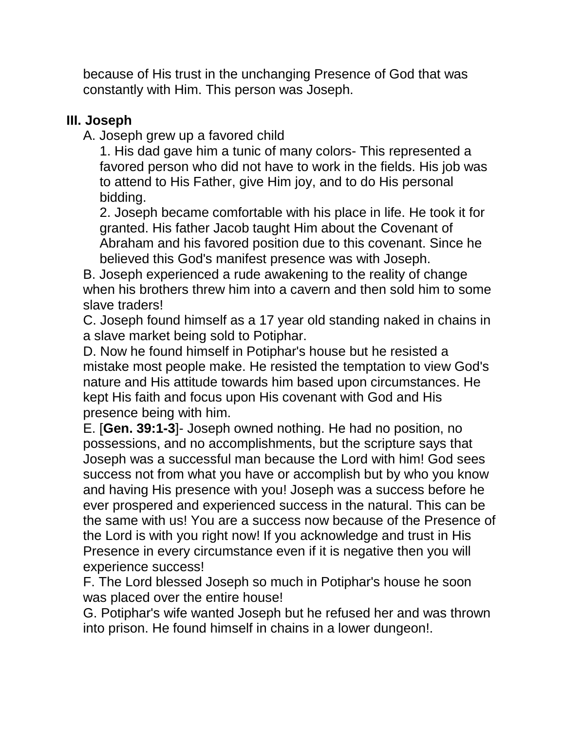because of His trust in the unchanging Presence of God that was constantly with Him. This person was Joseph.

### III. Joseph

A. Joseph grew up a favored child

1. His dad gave him a tunic of many colors- This represented a favored person who did not have to work in the fields. His job was to attend to His Father, give Him joy, and to do His personal bidding.
2. Joseph became comfortable with his place in life. He took it for granted. His father Jacob taught Him about the Covenant of Abraham and his favored position due to this covenant. Since he believed this God's manifest presence was with Joseph.

B. Joseph experienced a rude awakening to the reality of change when his brothers threw him into a cavern and then sold him to some slave traders!

C. Joseph found himself as a 17 year old standing naked in chains in a slave market being sold to Potiphar.

D. Now he found himself in Potiphar's house but he resisted a mistake most people make. He resisted the temptation to view God's nature and His attitude towards him based upon circumstances. He kept His faith and focus upon His covenant with God and His presence being with him.

E. [**Gen. 39:1-3**]- Joseph owned nothing. He had no position, no possessions, and no accomplishments, but the scripture says that Joseph was a successful man because the Lord with him! God sees success not from what you have or accomplish but by who you know and having His presence with you! Joseph was a success before he ever prospered and experienced success in the natural. This can be the same with us! You are a success now because of the Presence of the Lord is with you right now! If you acknowledge and trust in His Presence in every circumstance even if it is negative then you will experience success!

F. The Lord blessed Joseph so much in Potiphar's house he soon was placed over the entire house!

G. Potiphar's wife wanted Joseph but he refused her and was thrown into prison. He found himself in chains in a lower dungeon!.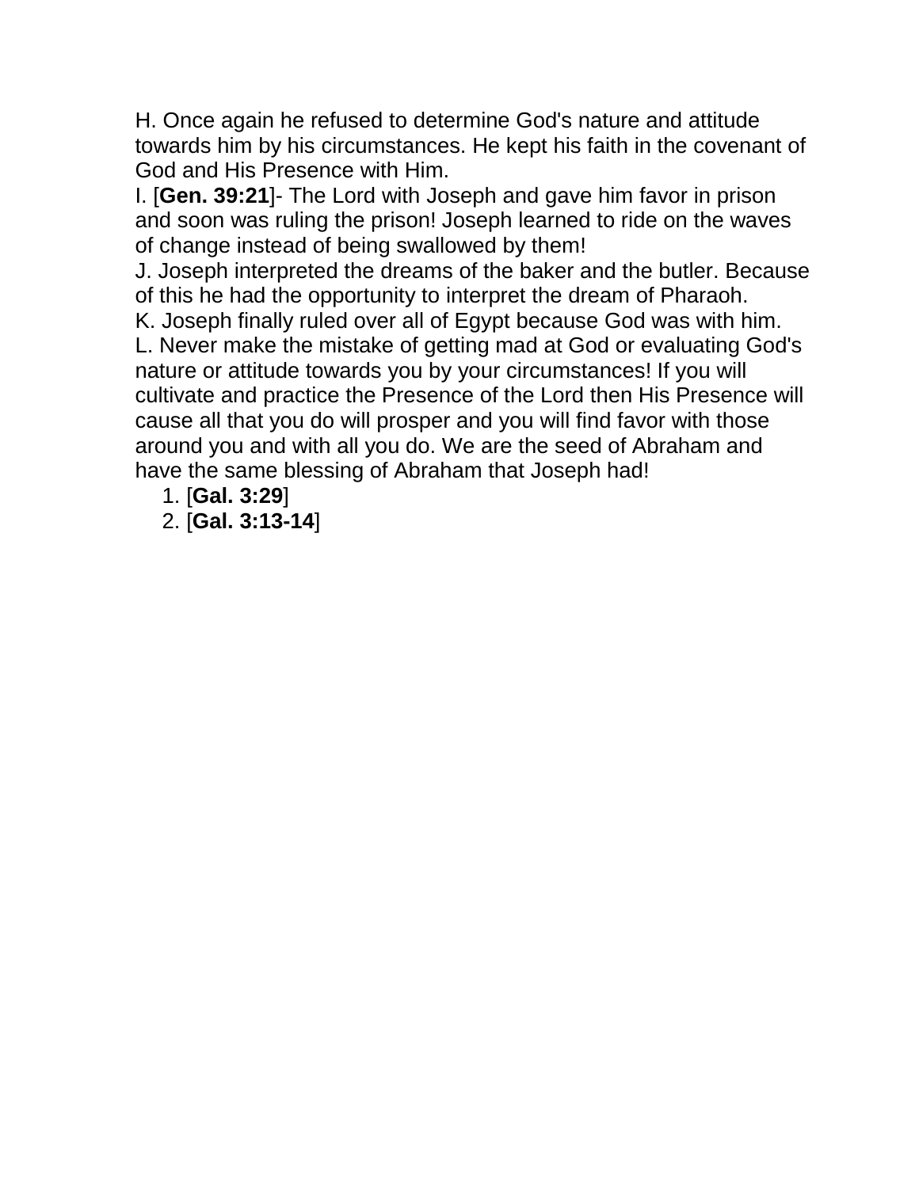H. Once again he refused to determine God's nature and attitude towards him by his circumstances. He kept his faith in the covenant of God and His Presence with Him.

I. [**Gen. 39:21**]- The Lord with Joseph and gave him favor in prison and soon was ruling the prison! Joseph learned to ride on the waves of change instead of being swallowed by them!

J. Joseph interpreted the dreams of the baker and the butler. Because of this he had the opportunity to interpret the dream of Pharaoh.

K. Joseph finally ruled over all of Egypt because God was with him.

L. Never make the mistake of getting mad at God or evaluating God's nature or attitude towards you by your circumstances! If you will cultivate and practice the Presence of the Lord then His Presence will cause all that you do will prosper and you will find favor with those around you and with all you do. We are the seed of Abraham and have the same blessing of Abraham that Joseph had!

1. [**Gal. 3:29**]
2. [**Gal. 3:13-14**]